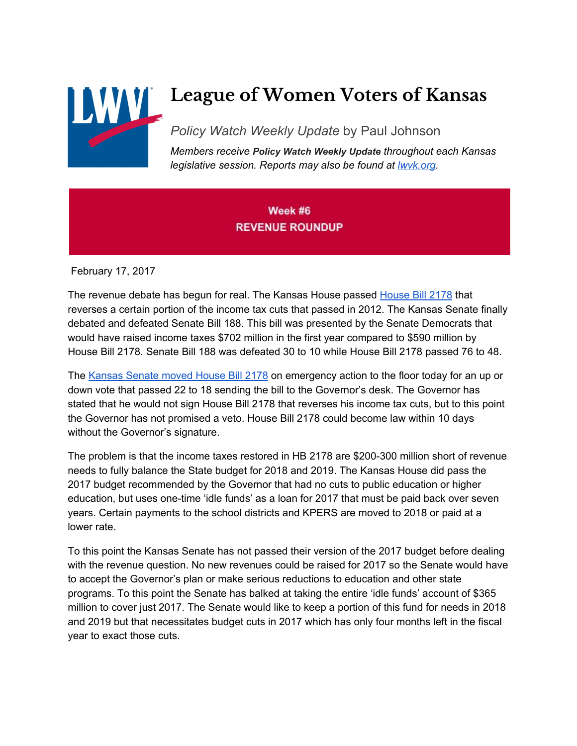# League of Women Voters of Kansas

*Policy Watch Weekly Update* by Paul Johnson

*Members receive **Policy Watch Weekly Update** throughout each Kansas legislative session. Reports may also be found at [lwvk.org](lwvk.org).*

**Week #6**
**REVENUE ROUNDUP**

February 17, 2017

The revenue debate has begun for real. The Kansas House passed [House Bill 2178](House Bill 2178) that reverses a certain portion of the income tax cuts that passed in 2012. The Kansas Senate finally debated and defeated Senate Bill 188. This bill was presented by the Senate Democrats that would have raised income taxes $702 million in the first year compared to $590 million by House Bill 2178. Senate Bill 188 was defeated 30 to 10 while House Bill 2178 passed 76 to 48.

The [Kansas Senate moved House Bill 2178](Kansas Senate moved House Bill 2178) on emergency action to the floor today for an up or down vote that passed 22 to 18 sending the bill to the Governor's desk. The Governor has stated that he would not sign House Bill 2178 that reverses his income tax cuts, but to this point the Governor has not promised a veto. House Bill 2178 could become law within 10 days without the Governor's signature.

The problem is that the income taxes restored in HB 2178 are $200-300 million short of revenue needs to fully balance the State budget for 2018 and 2019. The Kansas House did pass the 2017 budget recommended by the Governor that had no cuts to public education or higher education, but uses one-time 'idle funds' as a loan for 2017 that must be paid back over seven years. Certain payments to the school districts and KPERS are moved to 2018 or paid at a lower rate.

To this point the Kansas Senate has not passed their version of the 2017 budget before dealing with the revenue question. No new revenues could be raised for 2017 so the Senate would have to accept the Governor's plan or make serious reductions to education and other state programs. To this point the Senate has balked at taking the entire 'idle funds' account of $365 million to cover just 2017. The Senate would like to keep a portion of this fund for needs in 2018 and 2019 but that necessitates budget cuts in 2017 which has only four months left in the fiscal year to exact those cuts.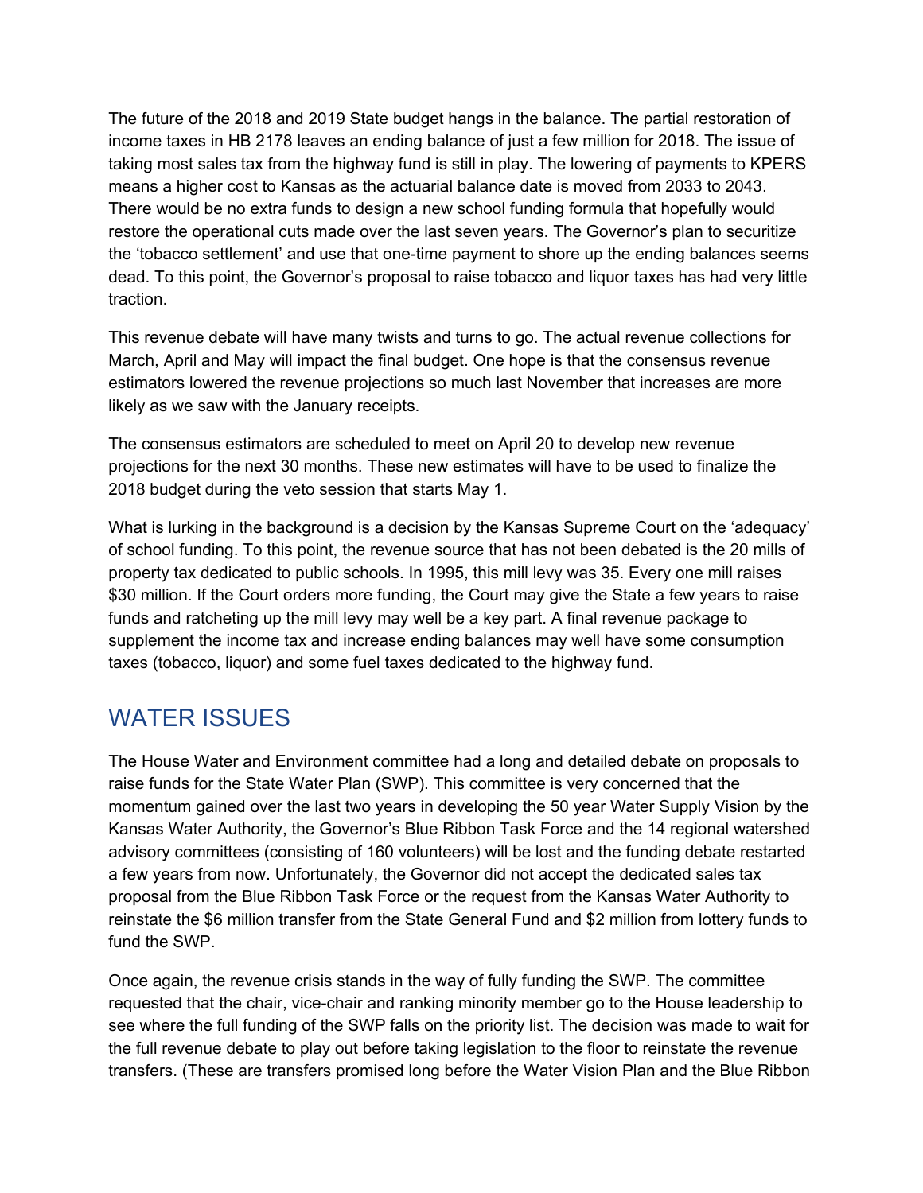The future of the 2018 and 2019 State budget hangs in the balance. The partial restoration of income taxes in HB 2178 leaves an ending balance of just a few million for 2018. The issue of taking most sales tax from the highway fund is still in play. The lowering of payments to KPERS means a higher cost to Kansas as the actuarial balance date is moved from 2033 to 2043. There would be no extra funds to design a new school funding formula that hopefully would restore the operational cuts made over the last seven years. The Governor's plan to securitize the 'tobacco settlement' and use that one-time payment to shore up the ending balances seems dead. To this point, the Governor's proposal to raise tobacco and liquor taxes has had very little traction.

This revenue debate will have many twists and turns to go. The actual revenue collections for March, April and May will impact the final budget. One hope is that the consensus revenue estimators lowered the revenue projections so much last November that increases are more likely as we saw with the January receipts.

The consensus estimators are scheduled to meet on April 20 to develop new revenue projections for the next 30 months. These new estimates will have to be used to finalize the 2018 budget during the veto session that starts May 1.

What is lurking in the background is a decision by the Kansas Supreme Court on the 'adequacy' of school funding. To this point, the revenue source that has not been debated is the 20 mills of property tax dedicated to public schools. In 1995, this mill levy was 35. Every one mill raises $30 million. If the Court orders more funding, the Court may give the State a few years to raise funds and ratcheting up the mill levy may well be a key part. A final revenue package to supplement the income tax and increase ending balances may well have some consumption taxes (tobacco, liquor) and some fuel taxes dedicated to the highway fund.

## WATER ISSUES

The House Water and Environment committee had a long and detailed debate on proposals to raise funds for the State Water Plan (SWP). This committee is very concerned that the momentum gained over the last two years in developing the 50 year Water Supply Vision by the Kansas Water Authority, the Governor's Blue Ribbon Task Force and the 14 regional watershed advisory committees (consisting of 160 volunteers) will be lost and the funding debate restarted a few years from now. Unfortunately, the Governor did not accept the dedicated sales tax proposal from the Blue Ribbon Task Force or the request from the Kansas Water Authority to reinstate the $6 million transfer from the State General Fund and $2 million from lottery funds to fund the SWP.

Once again, the revenue crisis stands in the way of fully funding the SWP. The committee requested that the chair, vice-chair and ranking minority member go to the House leadership to see where the full funding of the SWP falls on the priority list. The decision was made to wait for the full revenue debate to play out before taking legislation to the floor to reinstate the revenue transfers. (These are transfers promised long before the Water Vision Plan and the Blue Ribbon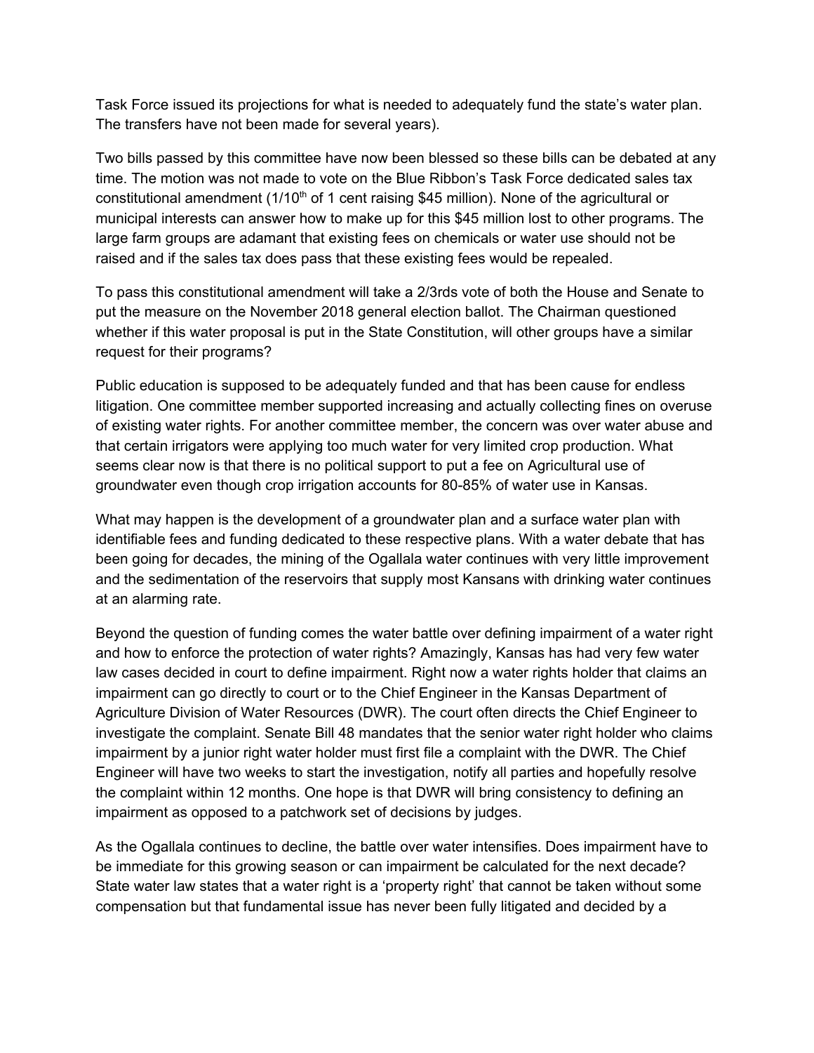Task Force issued its projections for what is needed to adequately fund the state's water plan. The transfers have not been made for several years).

Two bills passed by this committee have now been blessed so these bills can be debated at any time. The motion was not made to vote on the Blue Ribbon's Task Force dedicated sales tax constitutional amendment (1/10th of 1 cent raising $45 million). None of the agricultural or municipal interests can answer how to make up for this $45 million lost to other programs. The large farm groups are adamant that existing fees on chemicals or water use should not be raised and if the sales tax does pass that these existing fees would be repealed.

To pass this constitutional amendment will take a 2/3rds vote of both the House and Senate to put the measure on the November 2018 general election ballot. The Chairman questioned whether if this water proposal is put in the State Constitution, will other groups have a similar request for their programs?

Public education is supposed to be adequately funded and that has been cause for endless litigation. One committee member supported increasing and actually collecting fines on overuse of existing water rights. For another committee member, the concern was over water abuse and that certain irrigators were applying too much water for very limited crop production. What seems clear now is that there is no political support to put a fee on Agricultural use of groundwater even though crop irrigation accounts for 80-85% of water use in Kansas.

What may happen is the development of a groundwater plan and a surface water plan with identifiable fees and funding dedicated to these respective plans. With a water debate that has been going for decades, the mining of the Ogallala water continues with very little improvement and the sedimentation of the reservoirs that supply most Kansans with drinking water continues at an alarming rate.

Beyond the question of funding comes the water battle over defining impairment of a water right and how to enforce the protection of water rights? Amazingly, Kansas has had very few water law cases decided in court to define impairment. Right now a water rights holder that claims an impairment can go directly to court or to the Chief Engineer in the Kansas Department of Agriculture Division of Water Resources (DWR). The court often directs the Chief Engineer to investigate the complaint. Senate Bill 48 mandates that the senior water right holder who claims impairment by a junior right water holder must first file a complaint with the DWR. The Chief Engineer will have two weeks to start the investigation, notify all parties and hopefully resolve the complaint within 12 months. One hope is that DWR will bring consistency to defining an impairment as opposed to a patchwork set of decisions by judges.

As the Ogallala continues to decline, the battle over water intensifies. Does impairment have to be immediate for this growing season or can impairment be calculated for the next decade? State water law states that a water right is a 'property right' that cannot be taken without some compensation but that fundamental issue has never been fully litigated and decided by a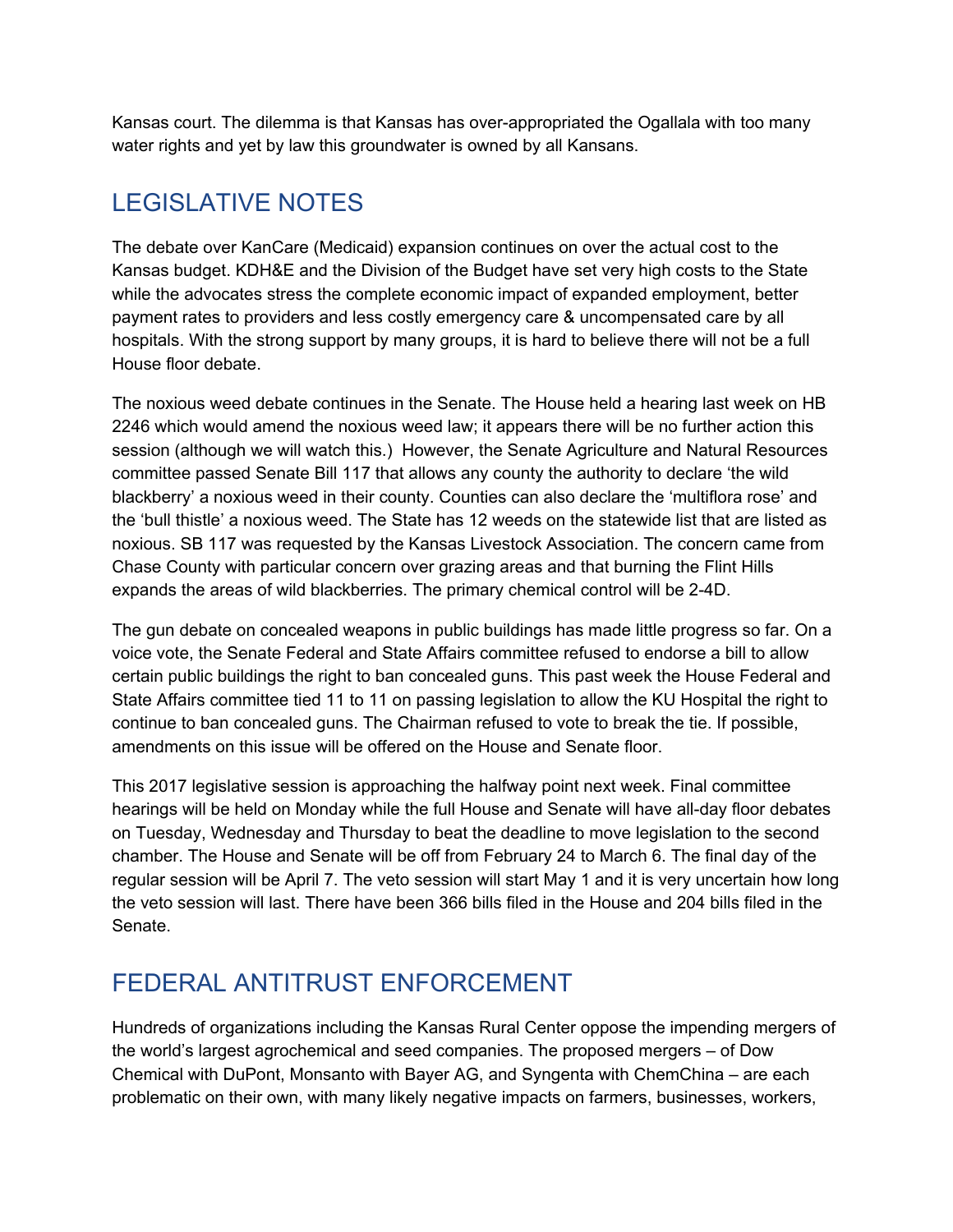Kansas court. The dilemma is that Kansas has over-appropriated the Ogallala with too many water rights and yet by law this groundwater is owned by all Kansans.

## LEGISLATIVE NOTES

The debate over KanCare (Medicaid) expansion continues on over the actual cost to the Kansas budget. KDH&E and the Division of the Budget have set very high costs to the State while the advocates stress the complete economic impact of expanded employment, better payment rates to providers and less costly emergency care & uncompensated care by all hospitals. With the strong support by many groups, it is hard to believe there will not be a full House floor debate.

The noxious weed debate continues in the Senate. The House held a hearing last week on HB 2246 which would amend the noxious weed law; it appears there will be no further action this session (although we will watch this.) However, the Senate Agriculture and Natural Resources committee passed Senate Bill 117 that allows any county the authority to declare 'the wild blackberry' a noxious weed in their county. Counties can also declare the 'multiflora rose' and the 'bull thistle' a noxious weed. The State has 12 weeds on the statewide list that are listed as noxious. SB 117 was requested by the Kansas Livestock Association. The concern came from Chase County with particular concern over grazing areas and that burning the Flint Hills expands the areas of wild blackberries. The primary chemical control will be 2-4D.

The gun debate on concealed weapons in public buildings has made little progress so far. On a voice vote, the Senate Federal and State Affairs committee refused to endorse a bill to allow certain public buildings the right to ban concealed guns. This past week the House Federal and State Affairs committee tied 11 to 11 on passing legislation to allow the KU Hospital the right to continue to ban concealed guns. The Chairman refused to vote to break the tie. If possible, amendments on this issue will be offered on the House and Senate floor.

This 2017 legislative session is approaching the halfway point next week. Final committee hearings will be held on Monday while the full House and Senate will have all-day floor debates on Tuesday, Wednesday and Thursday to beat the deadline to move legislation to the second chamber. The House and Senate will be off from February 24 to March 6. The final day of the regular session will be April 7. The veto session will start May 1 and it is very uncertain how long the veto session will last. There have been 366 bills filed in the House and 204 bills filed in the Senate.

## FEDERAL ANTITRUST ENFORCEMENT

Hundreds of organizations including the Kansas Rural Center oppose the impending mergers of the world's largest agrochemical and seed companies. The proposed mergers – of Dow Chemical with DuPont, Monsanto with Bayer AG, and Syngenta with ChemChina – are each problematic on their own, with many likely negative impacts on farmers, businesses, workers,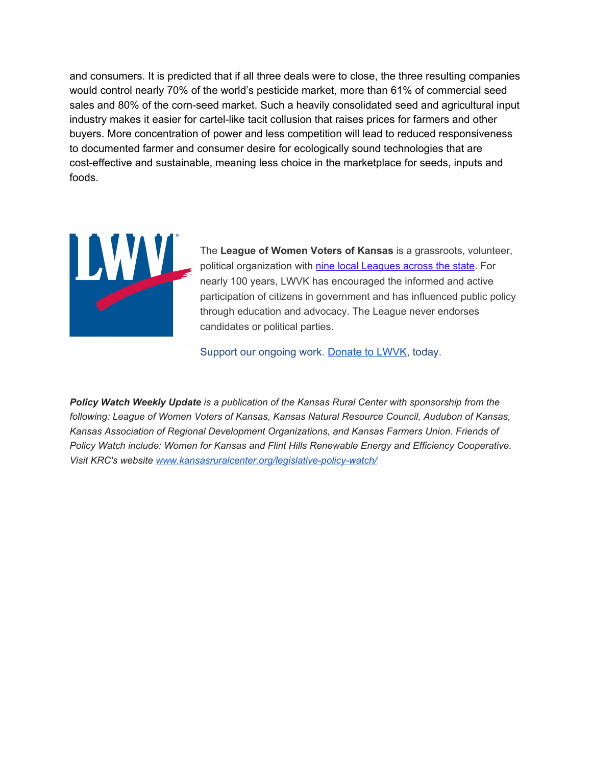and consumers. It is predicted that if all three deals were to close, the three resulting companies would control nearly 70% of the world's pesticide market, more than 61% of commercial seed sales and 80% of the corn-seed market. Such a heavily consolidated seed and agricultural input industry makes it easier for cartel-like tacit collusion that raises prices for farmers and other buyers. More concentration of power and less competition will lead to reduced responsiveness to documented farmer and consumer desire for ecologically sound technologies that are cost-effective and sustainable, meaning less choice in the marketplace for seeds, inputs and foods.

The **League of Women Voters of Kansas** is a grassroots, volunteer, political organization with nine local Leagues across the state. For nearly 100 years, LWVK has encouraged the informed and active participation of citizens in government and has influenced public policy through education and advocacy. The League never endorses candidates or political parties.

Support our ongoing work. Donate to LWVK, today.

***Policy Watch Weekly Update*** *is a publication of the Kansas Rural Center with sponsorship from the following: League of Women Voters of Kansas, Kansas Natural Resource Council, Audubon of Kansas, Kansas Association of Regional Development Organizations, and Kansas Farmers Union. Friends of Policy Watch include: Women for Kansas and Flint Hills Renewable Energy and Efficiency Cooperative. Visit KRC's website www.kansasruralcenter.org/legislative-policy-watch/*